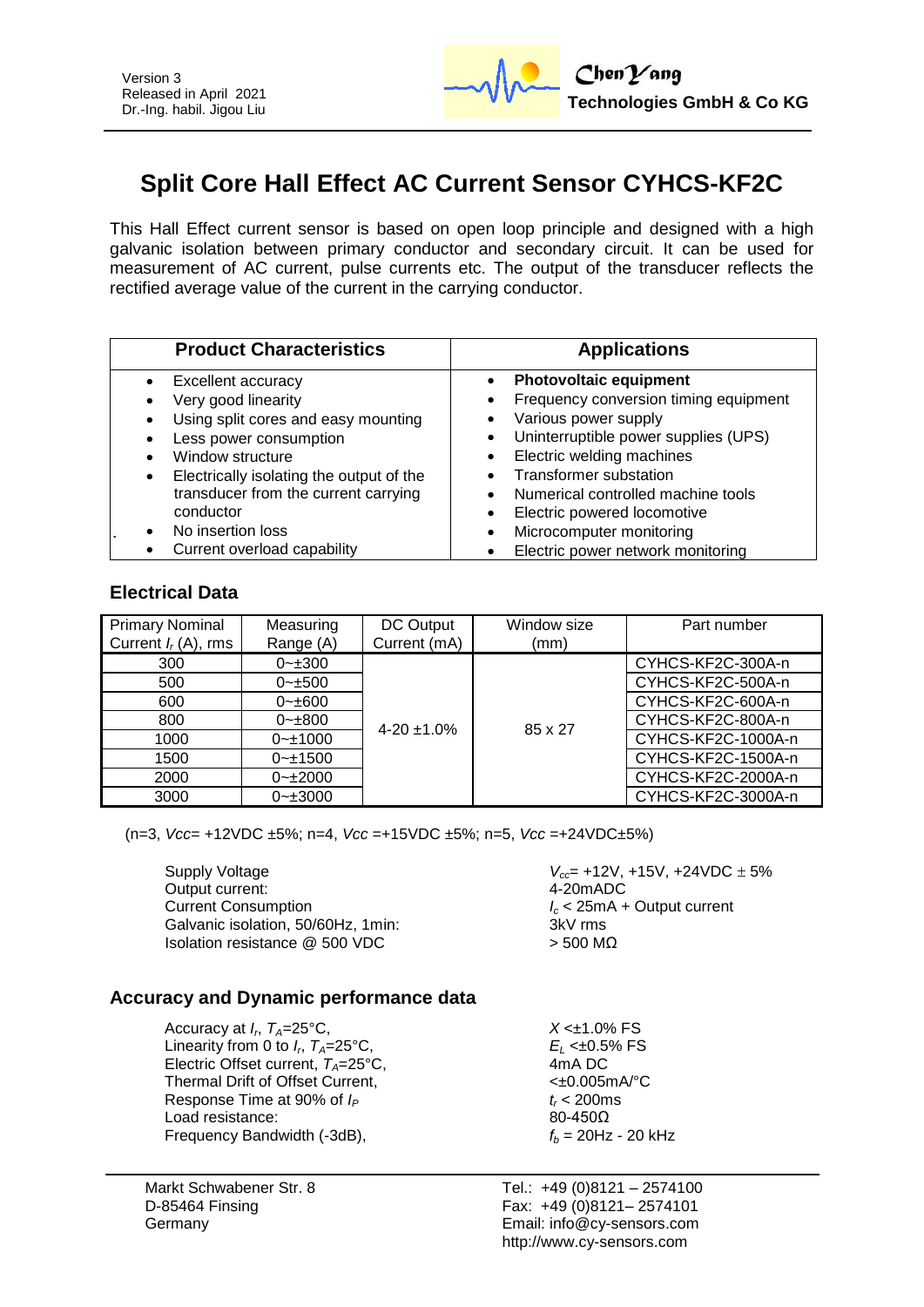Version 3
Released in April 2021
Dr.-Ing. habil. Jigou Liu

**ChenYang**
**Technologies GmbH & Co KG**

# Split Core Hall Effect AC Current Sensor CYHCS-KF2C

This Hall Effect current sensor is based on open loop principle and designed with a high galvanic isolation between primary conductor and secondary circuit. It can be used for measurement of AC current, pulse currents etc. The output of the transducer reflects the rectified average value of the current in the carrying conductor.

| Product Characteristics | Applications |
|---|---|
| • Excellent accuracy<br>• Very good linearity<br>• Using split cores and easy mounting<br>• Less power consumption<br>• Window structure<br>• Electrically isolating the output of the transducer from the current carrying conductor<br>• No insertion loss<br>• Current overload capability | • **Photovoltaic equipment**<br>• Frequency conversion timing equipment<br>• Various power supply<br>• Uninterruptible power supplies (UPS)<br>• Electric welding machines<br>• Transformer substation<br>• Numerical controlled machine tools<br>• Electric powered locomotive<br>• Microcomputer monitoring<br>• Electric power network monitoring |

## Electrical Data

| Primary Nominal Current $I_r$ (A), rms | Measuring Range (A) | DC Output Current (mA) | Window size (mm) | Part number |
|---|---|---|---|---|
| 300 | 0~±300 | 4-20 ±1.0% | 85 x 27 | CYHCS-KF2C-300A-n |
| 500 | 0~±500 | | | CYHCS-KF2C-500A-n |
| 600 | 0~±600 | | | CYHCS-KF2C-600A-n |
| 800 | 0~±800 | | | CYHCS-KF2C-800A-n |
| 1000 | 0~±1000 | | | CYHCS-KF2C-1000A-n |
| 1500 | 0~±1500 | | | CYHCS-KF2C-1500A-n |
| 2000 | 0~±2000 | | | CYHCS-KF2C-2000A-n |
| 3000 | 0~±3000 | | | CYHCS-KF2C-3000A-n |

(n=3, *Vcc*= +12VDC ±5%; n=4, *Vcc* =+15VDC ±5%; n=5, *Vcc* =+24VDC±5%)

| | |
|---|---|
| Supply Voltage | $V_{cc}$= +12V, +15V, +24VDC ± 5% |
| Output current: | 4-20mADC |
| Current Consumption | $I_c$ < 25mA + Output current |
| Galvanic isolation, 50/60Hz, 1min: | 3kV rms |
| Isolation resistance @ 500 VDC | > 500 MΩ |

## Accuracy and Dynamic performance data

| | |
|---|---|
| Accuracy at $I_r$, $T_A$=25°C, | $X$ <±1.0% FS |
| Linearity from 0 to $I_r$, $T_A$=25°C, | $E_L$ <±0.5% FS |
| Electric Offset current, $T_A$=25°C, | 4mA DC |
| Thermal Drift of Offset Current, | <±0.005mA/°C |
| Response Time at 90% of $I_P$ | $t_r$ < 200ms |
| Load resistance: | 80-450Ω |
| Frequency Bandwidth (-3dB), | $f_b$ = 20Hz - 20 kHz |

Markt Schwabener Str. 8
D-85464 Finsing
Germany

Tel.: +49 (0)8121 – 2574100
Fax: +49 (0)8121– 2574101
Email: info@cy-sensors.com
http://www.cy-sensors.com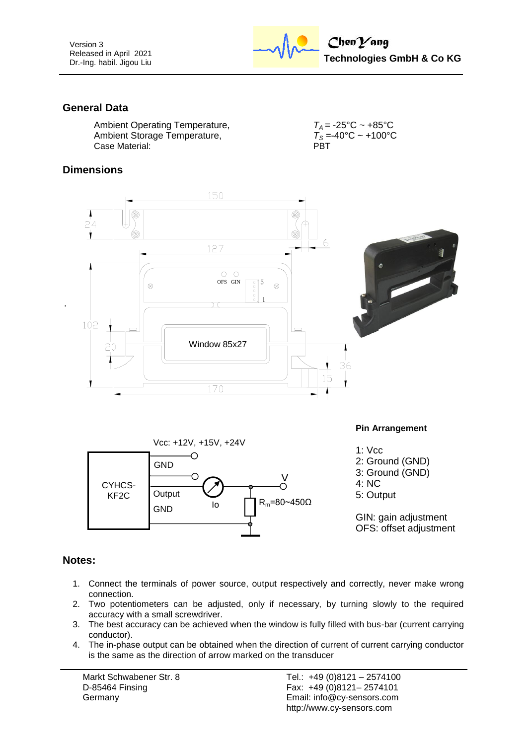## General Data

| | |
|---|---|
| Ambient Operating Temperature, | $T_A$ = -25°C ~ +85°C |
| Ambient Storage Temperature, | $T_S$ =-40°C ~ +100°C |
| Case Material: | PBT |

## Dimensions

150
24
6
127
OFS GIN
5
1
102
20
Window 85x27
36
15
170

Vcc: +12V, +15V, +24V
GND
CYHCS-KF2C
Output
GND
Io
V
$R_m$=80~450Ω

**Pin Arrangement**

1: Vcc
2: Ground (GND)
3: Ground (GND)
4: NC
5: Output

GIN: gain adjustment
OFS: offset adjustment

## Notes:

1. Connect the terminals of power source, output respectively and correctly, never make wrong connection.
2. Two potentiometers can be adjusted, only if necessary, by turning slowly to the required accuracy with a small screwdriver.
3. The best accuracy can be achieved when the window is fully filled with bus-bar (current carrying conductor).
4. The in-phase output can be obtained when the direction of current of current carrying conductor is the same as the direction of arrow marked on the transducer